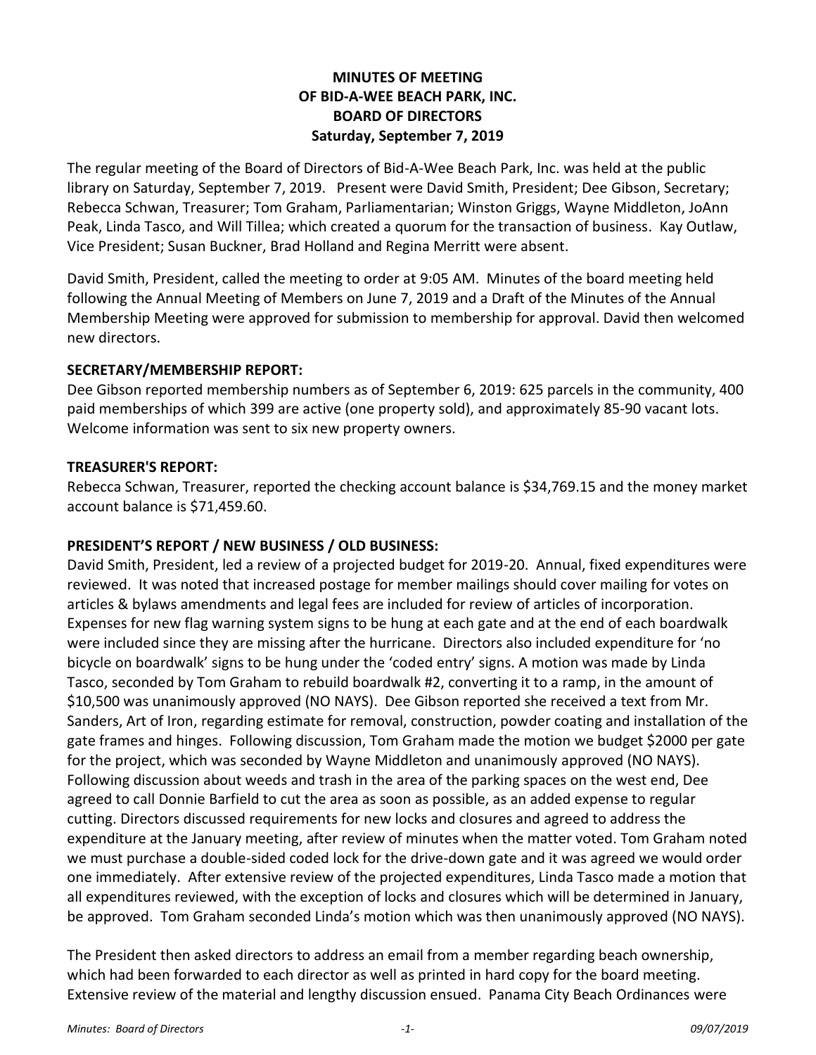**MINUTES OF MEETING**
**OF BID-A-WEE BEACH PARK, INC.**
**BOARD OF DIRECTORS**
**Saturday, September 7, 2019**

The regular meeting of the Board of Directors of Bid-A-Wee Beach Park, Inc. was held at the public library on Saturday, September 7, 2019. Present were David Smith, President; Dee Gibson, Secretary; Rebecca Schwan, Treasurer; Tom Graham, Parliamentarian; Winston Griggs, Wayne Middleton, JoAnn Peak, Linda Tasco, and Will Tillea; which created a quorum for the transaction of business. Kay Outlaw, Vice President; Susan Buckner, Brad Holland and Regina Merritt were absent.

David Smith, President, called the meeting to order at 9:05 AM. Minutes of the board meeting held following the Annual Meeting of Members on June 7, 2019 and a Draft of the Minutes of the Annual Membership Meeting were approved for submission to membership for approval. David then welcomed new directors.

**SECRETARY/MEMBERSHIP REPORT:**
Dee Gibson reported membership numbers as of September 6, 2019: 625 parcels in the community, 400 paid memberships of which 399 are active (one property sold), and approximately 85-90 vacant lots. Welcome information was sent to six new property owners.

**TREASURER'S REPORT:**
Rebecca Schwan, Treasurer, reported the checking account balance is $34,769.15 and the money market account balance is $71,459.60.

**PRESIDENT'S REPORT / NEW BUSINESS / OLD BUSINESS:**
David Smith, President, led a review of a projected budget for 2019-20. Annual, fixed expenditures were reviewed. It was noted that increased postage for member mailings should cover mailing for votes on articles & bylaws amendments and legal fees are included for review of articles of incorporation. Expenses for new flag warning system signs to be hung at each gate and at the end of each boardwalk were included since they are missing after the hurricane. Directors also included expenditure for 'no bicycle on boardwalk' signs to be hung under the 'coded entry' signs. A motion was made by Linda Tasco, seconded by Tom Graham to rebuild boardwalk #2, converting it to a ramp, in the amount of $10,500 was unanimously approved (NO NAYS). Dee Gibson reported she received a text from Mr. Sanders, Art of Iron, regarding estimate for removal, construction, powder coating and installation of the gate frames and hinges. Following discussion, Tom Graham made the motion we budget $2000 per gate for the project, which was seconded by Wayne Middleton and unanimously approved (NO NAYS). Following discussion about weeds and trash in the area of the parking spaces on the west end, Dee agreed to call Donnie Barfield to cut the area as soon as possible, as an added expense to regular cutting. Directors discussed requirements for new locks and closures and agreed to address the expenditure at the January meeting, after review of minutes when the matter voted. Tom Graham noted we must purchase a double-sided coded lock for the drive-down gate and it was agreed we would order one immediately. After extensive review of the projected expenditures, Linda Tasco made a motion that all expenditures reviewed, with the exception of locks and closures which will be determined in January, be approved. Tom Graham seconded Linda's motion which was then unanimously approved (NO NAYS).

The President then asked directors to address an email from a member regarding beach ownership, which had been forwarded to each director as well as printed in hard copy for the board meeting. Extensive review of the material and lengthy discussion ensued. Panama City Beach Ordinances were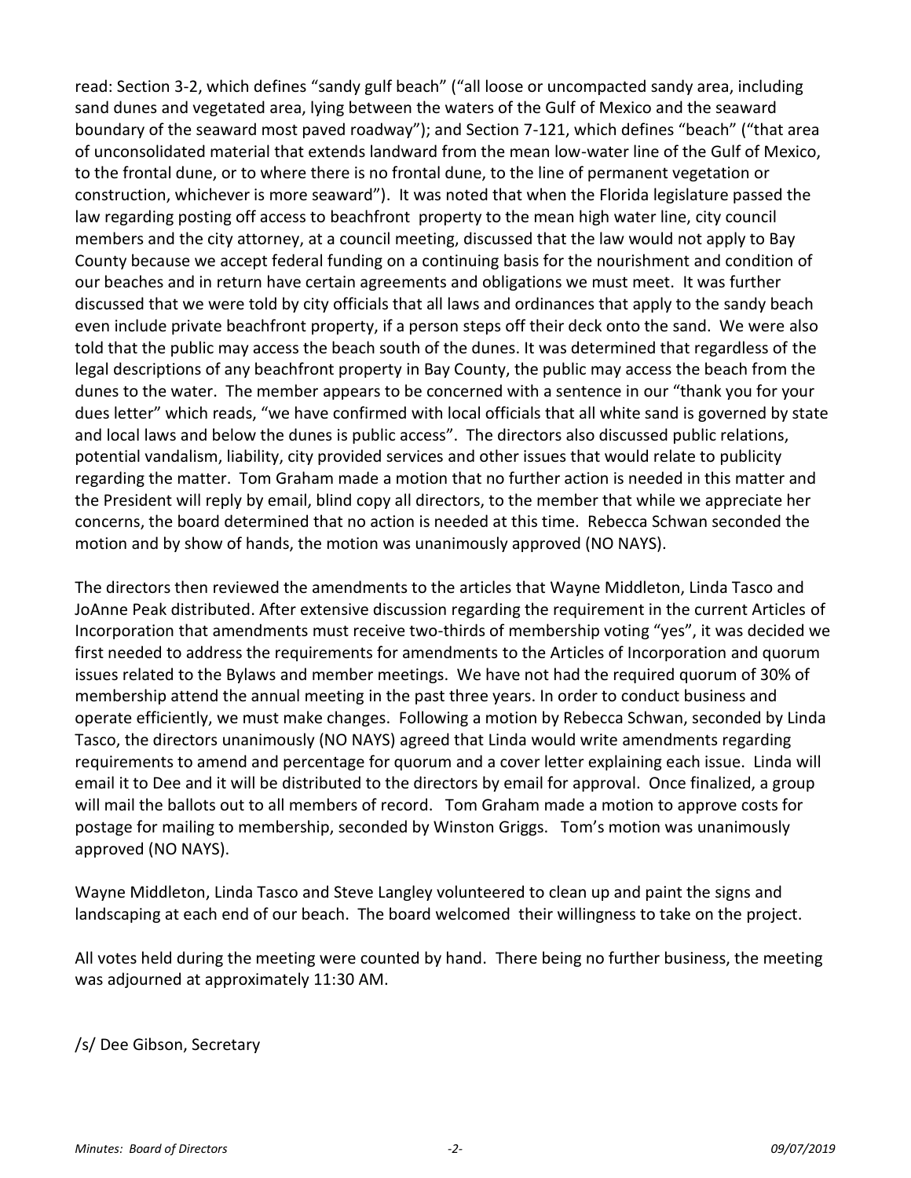read: Section 3-2, which defines "sandy gulf beach" ("all loose or uncompacted sandy area, including sand dunes and vegetated area, lying between the waters of the Gulf of Mexico and the seaward boundary of the seaward most paved roadway"); and Section 7-121, which defines "beach" ("that area of unconsolidated material that extends landward from the mean low-water line of the Gulf of Mexico, to the frontal dune, or to where there is no frontal dune, to the line of permanent vegetation or construction, whichever is more seaward"). It was noted that when the Florida legislature passed the law regarding posting off access to beachfront property to the mean high water line, city council members and the city attorney, at a council meeting, discussed that the law would not apply to Bay County because we accept federal funding on a continuing basis for the nourishment and condition of our beaches and in return have certain agreements and obligations we must meet. It was further discussed that we were told by city officials that all laws and ordinances that apply to the sandy beach even include private beachfront property, if a person steps off their deck onto the sand. We were also told that the public may access the beach south of the dunes. It was determined that regardless of the legal descriptions of any beachfront property in Bay County, the public may access the beach from the dunes to the water. The member appears to be concerned with a sentence in our "thank you for your dues letter" which reads, "we have confirmed with local officials that all white sand is governed by state and local laws and below the dunes is public access". The directors also discussed public relations, potential vandalism, liability, city provided services and other issues that would relate to publicity regarding the matter. Tom Graham made a motion that no further action is needed in this matter and the President will reply by email, blind copy all directors, to the member that while we appreciate her concerns, the board determined that no action is needed at this time. Rebecca Schwan seconded the motion and by show of hands, the motion was unanimously approved (NO NAYS).

The directors then reviewed the amendments to the articles that Wayne Middleton, Linda Tasco and JoAnne Peak distributed. After extensive discussion regarding the requirement in the current Articles of Incorporation that amendments must receive two-thirds of membership voting "yes", it was decided we first needed to address the requirements for amendments to the Articles of Incorporation and quorum issues related to the Bylaws and member meetings. We have not had the required quorum of 30% of membership attend the annual meeting in the past three years. In order to conduct business and operate efficiently, we must make changes. Following a motion by Rebecca Schwan, seconded by Linda Tasco, the directors unanimously (NO NAYS) agreed that Linda would write amendments regarding requirements to amend and percentage for quorum and a cover letter explaining each issue. Linda will email it to Dee and it will be distributed to the directors by email for approval. Once finalized, a group will mail the ballots out to all members of record. Tom Graham made a motion to approve costs for postage for mailing to membership, seconded by Winston Griggs. Tom's motion was unanimously approved (NO NAYS).

Wayne Middleton, Linda Tasco and Steve Langley volunteered to clean up and paint the signs and landscaping at each end of our beach. The board welcomed their willingness to take on the project.

All votes held during the meeting were counted by hand. There being no further business, the meeting was adjourned at approximately 11:30 AM.

/s/ Dee Gibson, Secretary